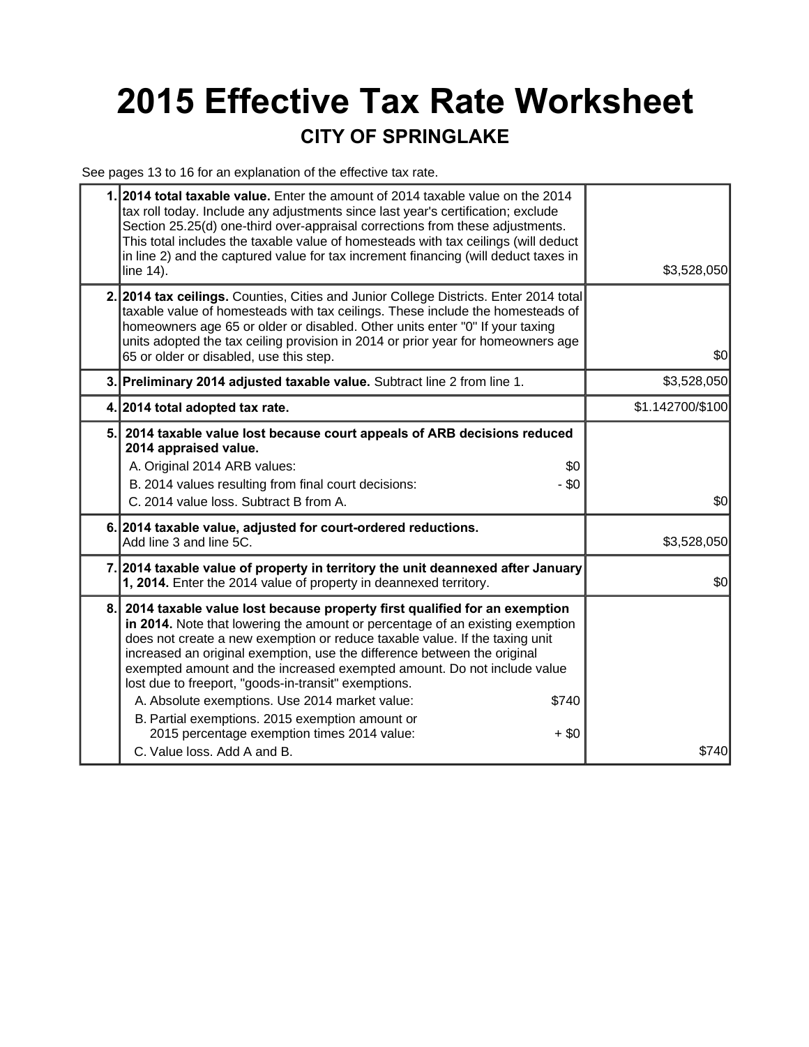# 2015 Effective Tax Rate Worksheet

## CITY OF SPRINGLAKE

See pages 13 to 16 for an explanation of the effective tax rate.

| | | |
|---|---|---|
| 1. | **2014 total taxable value.** Enter the amount of 2014 taxable value on the 2014 tax roll today. Include any adjustments since last year's certification; exclude Section 25.25(d) one-third over-appraisal corrections from these adjustments. This total includes the taxable value of homesteads with tax ceilings (will deduct in line 2) and the captured value for tax increment financing (will deduct taxes in line 14). | $3,528,050 |
| 2. | **2014 tax ceilings.** Counties, Cities and Junior College Districts. Enter 2014 total taxable value of homesteads with tax ceilings. These include the homesteads of homeowners age 65 or older or disabled. Other units enter "0" If your taxing units adopted the tax ceiling provision in 2014 or prior year for homeowners age 65 or older or disabled, use this step. | $0 |
| 3. | **Preliminary 2014 adjusted taxable value.** Subtract line 2 from line 1. | $3,528,050 |
| 4. | **2014 total adopted tax rate.** | $1.142700/$100 |
| 5. | **2014 taxable value lost because court appeals of ARB decisions reduced 2014 appraised value.**<br>A. Original 2014 ARB values: $0<br>B. 2014 values resulting from final court decisions: - $0<br>C. 2014 value loss. Subtract B from A. | $0 |
| 6. | **2014 taxable value, adjusted for court-ordered reductions.** Add line 3 and line 5C. | $3,528,050 |
| 7. | **2014 taxable value of property in territory the unit deannexed after January 1, 2014.** Enter the 2014 value of property in deannexed territory. | $0 |
| 8. | **2014 taxable value lost because property first qualified for an exemption in 2014.** Note that lowering the amount or percentage of an existing exemption does not create a new exemption or reduce taxable value. If the taxing unit increased an original exemption, use the difference between the original exempted amount and the increased exempted amount. Do not include value lost due to freeport, "goods-in-transit" exemptions.<br>A. Absolute exemptions. Use 2014 market value: $740<br>B. Partial exemptions. 2015 exemption amount or 2015 percentage exemption times 2014 value: + $0<br>C. Value loss. Add A and B. | $740 |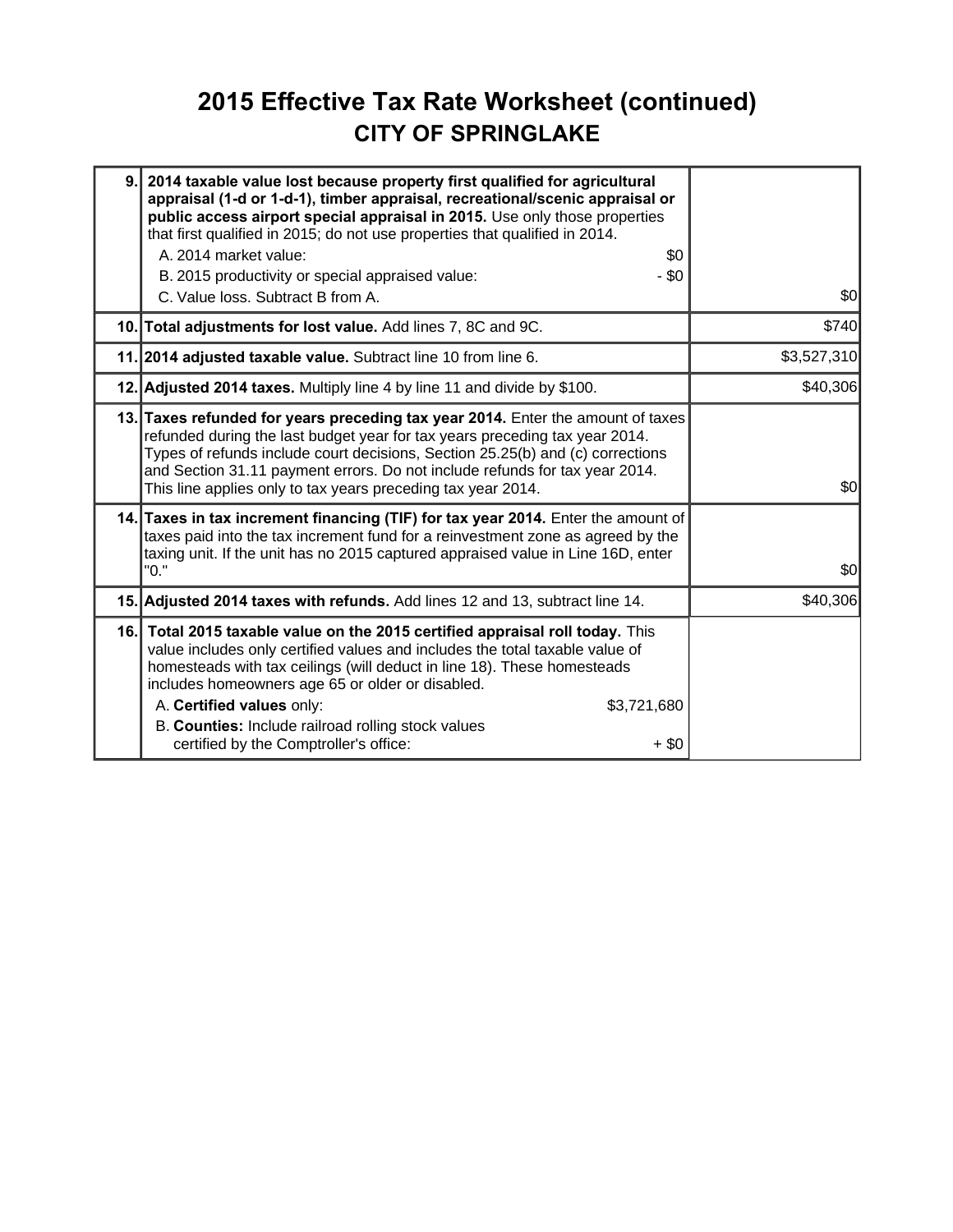# 2015 Effective Tax Rate Worksheet (continued)
## CITY OF SPRINGLAKE

| | | |
|---|---|---|
| 9. | **2014 taxable value lost because property first qualified for agricultural appraisal (1-d or 1-d-1), timber appraisal, recreational/scenic appraisal or public access airport special appraisal in 2015.** Use only those properties that first qualified in 2015; do not use properties that qualified in 2014.<br>A. 2014 market value: $0<br>B. 2015 productivity or special appraised value: - $0<br>C. Value loss. Subtract B from A. | $0 |
| 10. | **Total adjustments for lost value.** Add lines 7, 8C and 9C. | $740 |
| 11. | **2014 adjusted taxable value.** Subtract line 10 from line 6. | $3,527,310 |
| 12. | **Adjusted 2014 taxes.** Multiply line 4 by line 11 and divide by $100. | $40,306 |
| 13. | **Taxes refunded for years preceding tax year 2014.** Enter the amount of taxes refunded during the last budget year for tax years preceding tax year 2014. Types of refunds include court decisions, Section 25.25(b) and (c) corrections and Section 31.11 payment errors. Do not include refunds for tax year 2014. This line applies only to tax years preceding tax year 2014. | $0 |
| 14. | **Taxes in tax increment financing (TIF) for tax year 2014.** Enter the amount of taxes paid into the tax increment fund for a reinvestment zone as agreed by the taxing unit. If the unit has no 2015 captured appraised value in Line 16D, enter "0." | $0 |
| 15. | **Adjusted 2014 taxes with refunds.** Add lines 12 and 13, subtract line 14. | $40,306 |
| 16. | **Total 2015 taxable value on the 2015 certified appraisal roll today.** This value includes only certified values and includes the total taxable value of homesteads with tax ceilings (will deduct in line 18). These homesteads includes homeowners age 65 or older or disabled.<br>A. **Certified values** only: $3,721,680<br>B. **Counties:** Include railroad rolling stock values certified by the Comptroller's office: + $0 | |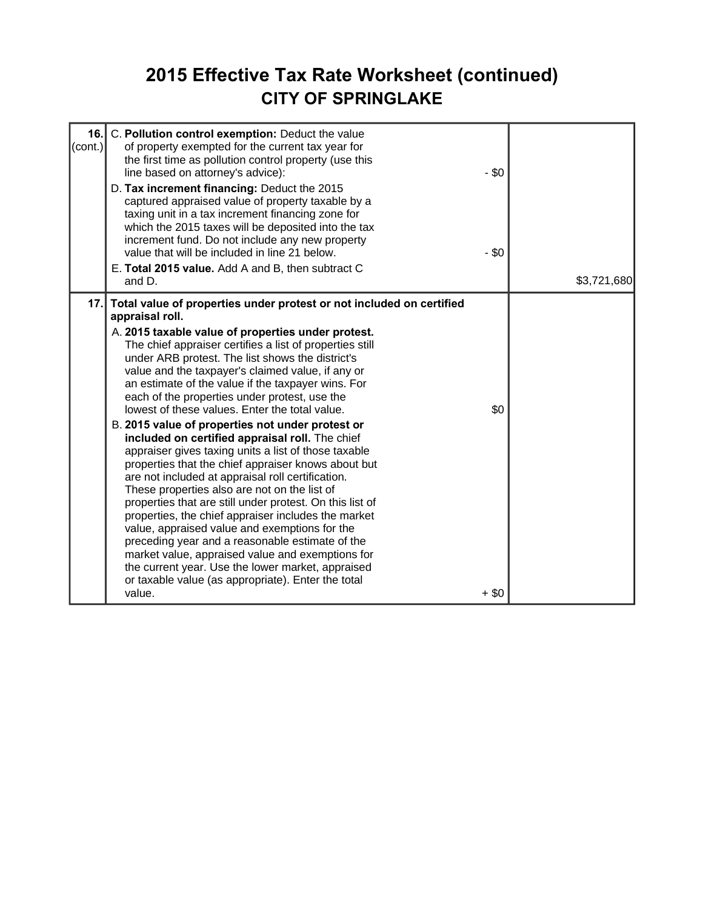# 2015 Effective Tax Rate Worksheet (continued)

## CITY OF SPRINGLAKE

| | | | |
|---|---|---|---|
| **16.** (cont.) | C. **Pollution control exemption:** Deduct the value of property exempted for the current tax year for the first time as pollution control property (use this line based on attorney's advice): | - $0 | |
| | D. **Tax increment financing:** Deduct the 2015 captured appraised value of property taxable by a taxing unit in a tax increment financing zone for which the 2015 taxes will be deposited into the tax increment fund. Do not include any new property value that will be included in line 21 below. | - $0 | |
| | E. **Total 2015 value.** Add A and B, then subtract C and D. | | $3,721,680 |
| **17.** | **Total value of properties under protest or not included on certified appraisal roll.** | | |
| | A. **2015 taxable value of properties under protest.** The chief appraiser certifies a list of properties still under ARB protest. The list shows the district's value and the taxpayer's claimed value, if any or an estimate of the value if the taxpayer wins. For each of the properties under protest, use the lowest of these values. Enter the total value. | $0 | |
| | B. **2015 value of properties not under protest or included on certified appraisal roll.** The chief appraiser gives taxing units a list of those taxable properties that the chief appraiser knows about but are not included at appraisal roll certification. These properties also are not on the list of properties that are still under protest. On this list of properties, the chief appraiser includes the market value, appraised value and exemptions for the preceding year and a reasonable estimate of the market value, appraised value and exemptions for the current year. Use the lower market, appraised or taxable value (as appropriate). Enter the total value. | + $0 | |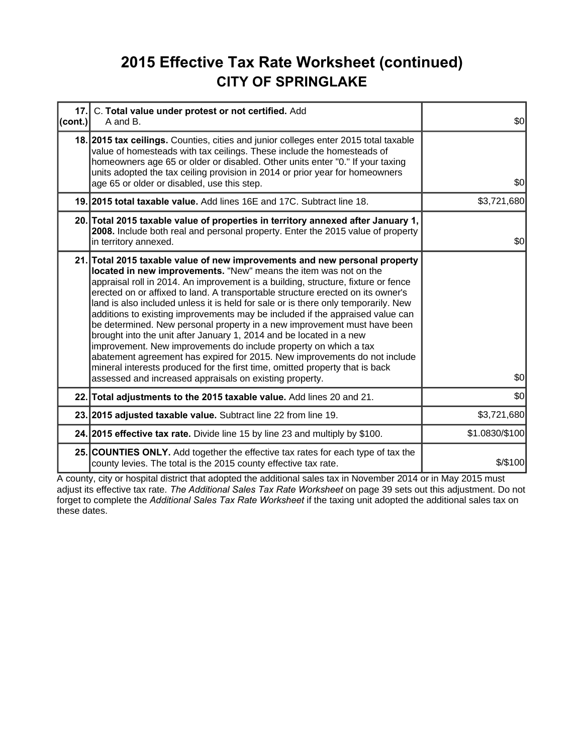# 2015 Effective Tax Rate Worksheet (continued)

## CITY OF SPRINGLAKE

| | | |
|---|---|---|
| 17. (cont.) | C. **Total value under protest or not certified.** Add A and B. | $0 |
| 18. | **2015 tax ceilings.** Counties, cities and junior colleges enter 2015 total taxable value of homesteads with tax ceilings. These include the homesteads of homeowners age 65 or older or disabled. Other units enter "0." If your taxing units adopted the tax ceiling provision in 2014 or prior year for homeowners age 65 or older or disabled, use this step. | $0 |
| 19. | **2015 total taxable value.** Add lines 16E and 17C. Subtract line 18. | $3,721,680 |
| 20. | **Total 2015 taxable value of properties in territory annexed after January 1, 2008.** Include both real and personal property. Enter the 2015 value of property in territory annexed. | $0 |
| 21. | **Total 2015 taxable value of new improvements and new personal property located in new improvements.** "New" means the item was not on the appraisal roll in 2014. An improvement is a building, structure, fixture or fence erected on or affixed to land. A transportable structure erected on its owner's land is also included unless it is held for sale or is there only temporarily. New additions to existing improvements may be included if the appraised value can be determined. New personal property in a new improvement must have been brought into the unit after January 1, 2014 and be located in a new improvement. New improvements do include property on which a tax abatement agreement has expired for 2015. New improvements do not include mineral interests produced for the first time, omitted property that is back assessed and increased appraisals on existing property. | $0 |
| 22. | **Total adjustments to the 2015 taxable value.** Add lines 20 and 21. | $0 |
| 23. | **2015 adjusted taxable value.** Subtract line 22 from line 19. | $3,721,680 |
| 24. | **2015 effective tax rate.** Divide line 15 by line 23 and multiply by $100. | $1.0830/$100 |
| 25. | **COUNTIES ONLY.** Add together the effective tax rates for each type of tax the county levies. The total is the 2015 county effective tax rate. | $/$100 |

A county, city or hospital district that adopted the additional sales tax in November 2014 or in May 2015 must adjust its effective tax rate. *The Additional Sales Tax Rate Worksheet* on page 39 sets out this adjustment. Do not forget to complete the *Additional Sales Tax Rate Worksheet* if the taxing unit adopted the additional sales tax on these dates.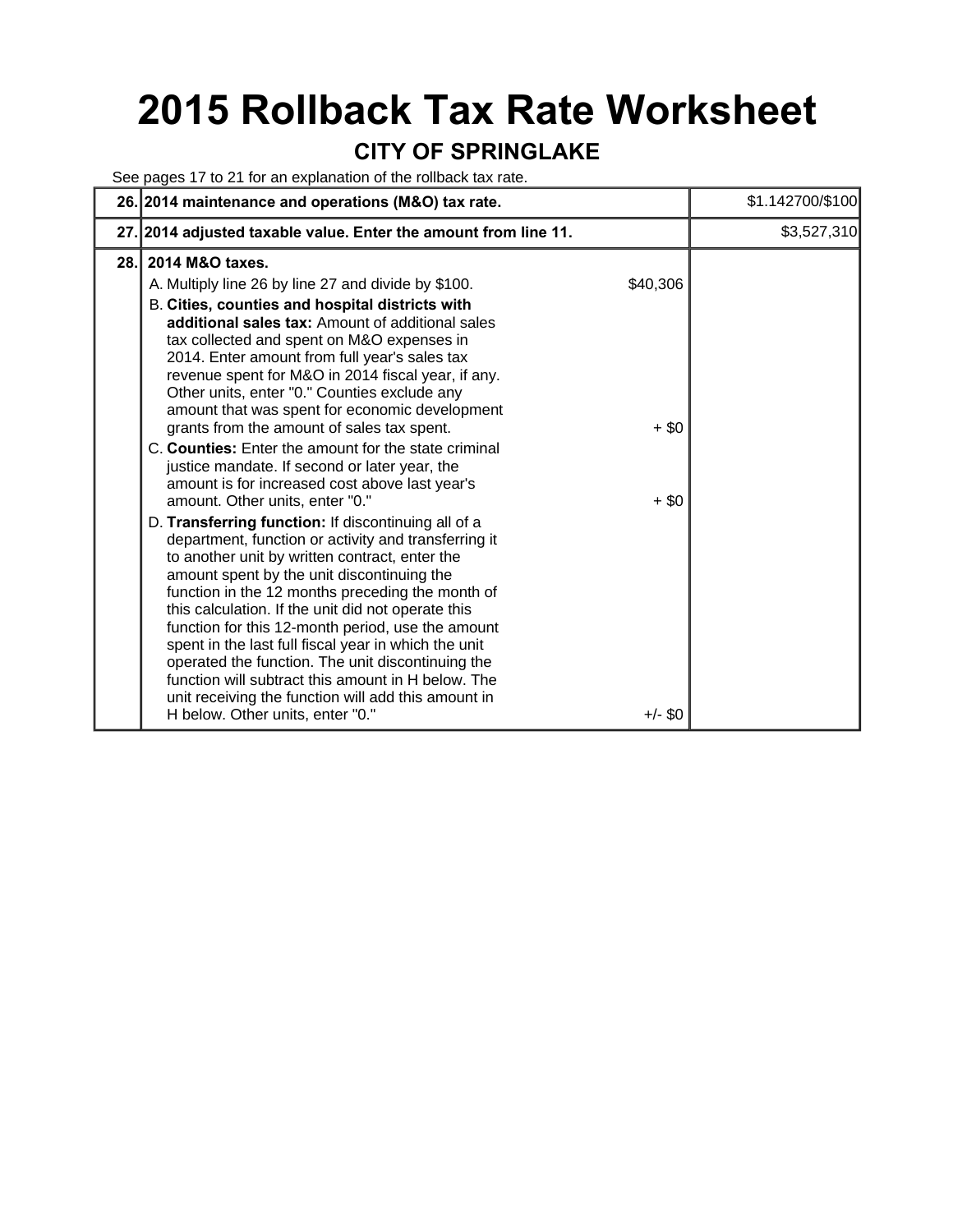# 2015 Rollback Tax Rate Worksheet

## CITY OF SPRINGLAKE

See pages 17 to 21 for an explanation of the rollback tax rate.

| | | |
|---|---|---|
| 26. | **2014 maintenance and operations (M&O) tax rate.** | $1.142700/$100 |
| 27. | **2014 adjusted taxable value. Enter the amount from line 11.** | $3,527,310 |
| 28. | **2014 M&O taxes.**<br>A. Multiply line 26 by line 27 and divide by $100. $40,306<br>B. **Cities, counties and hospital districts with additional sales tax:** Amount of additional sales tax collected and spent on M&O expenses in 2014. Enter amount from full year's sales tax revenue spent for M&O in 2014 fiscal year, if any. Other units, enter "0." Counties exclude any amount that was spent for economic development grants from the amount of sales tax spent. + $0<br>C. **Counties:** Enter the amount for the state criminal justice mandate. If second or later year, the amount is for increased cost above last year's amount. Other units, enter "0." + $0<br>D. **Transferring function:** If discontinuing all of a department, function or activity and transferring it to another unit by written contract, enter the amount spent by the unit discontinuing the function in the 12 months preceding the month of this calculation. If the unit did not operate this function for this 12-month period, use the amount spent in the last full fiscal year in which the unit operated the function. The unit discontinuing the function will subtract this amount in H below. The unit receiving the function will add this amount in H below. Other units, enter "0." +/- $0 | |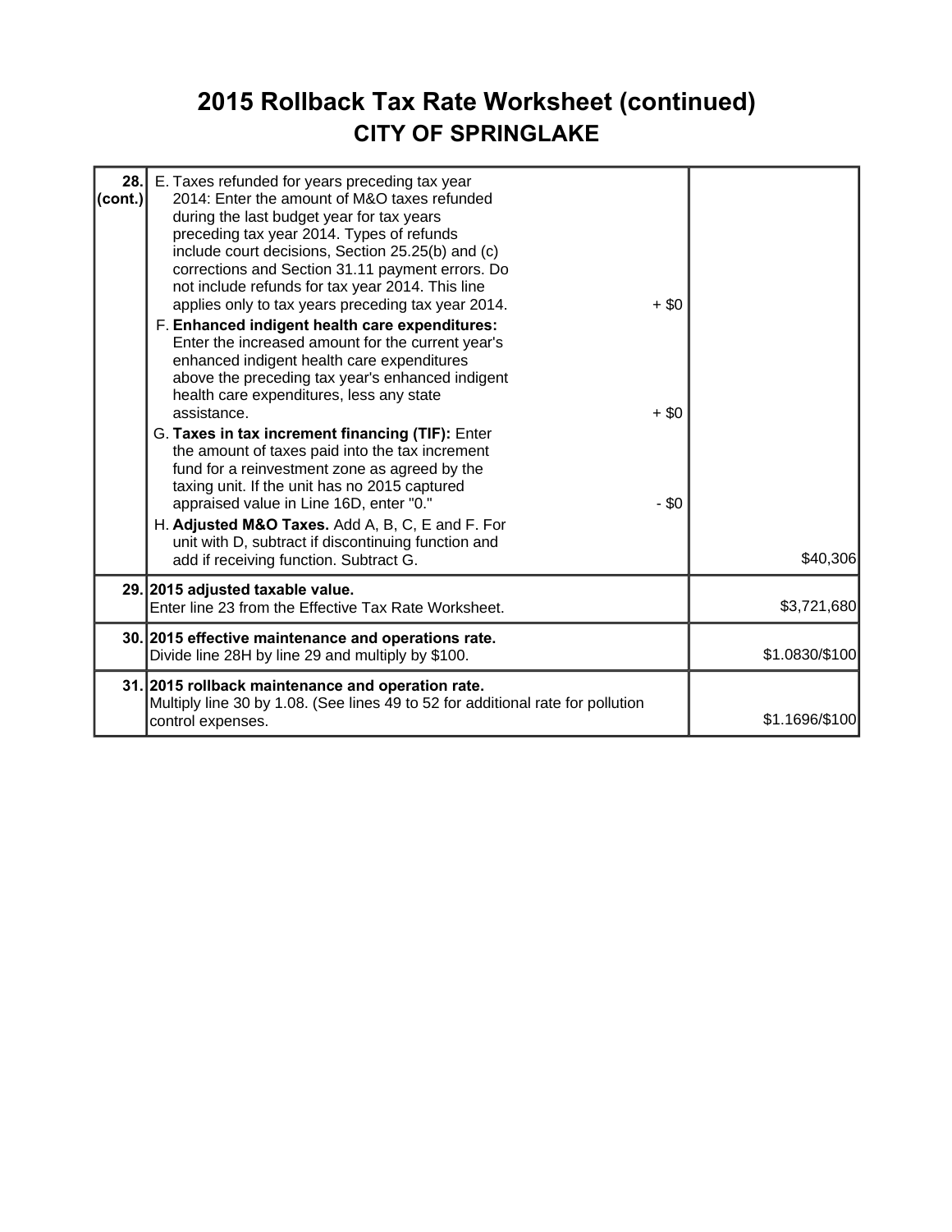# 2015 Rollback Tax Rate Worksheet (continued)

## CITY OF SPRINGLAKE

| Line | Description | Amount |
|---|---|---|
| 28. (cont.) | E. Taxes refunded for years preceding tax year 2014: Enter the amount of M&O taxes refunded during the last budget year for tax years preceding tax year 2014. Types of refunds include court decisions, Section 25.25(b) and (c) corrections and Section 31.11 payment errors. Do not include refunds for tax year 2014. This line applies only to tax years preceding tax year 2014. + $0<br>F. **Enhanced indigent health care expenditures:** Enter the increased amount for the current year's enhanced indigent health care expenditures above the preceding tax year's enhanced indigent health care expenditures, less any state assistance. + $0<br>G. **Taxes in tax increment financing (TIF):** Enter the amount of taxes paid into the tax increment fund for a reinvestment zone as agreed by the taxing unit. If the unit has no 2015 captured appraised value in Line 16D, enter "0." - $0<br>H. **Adjusted M&O Taxes.** Add A, B, C, E and F. For unit with D, subtract if discontinuing function and add if receiving function. Subtract G. | $40,306 |
| 29. | **2015 adjusted taxable value.**<br>Enter line 23 from the Effective Tax Rate Worksheet. | $3,721,680 |
| 30. | **2015 effective maintenance and operations rate.**<br>Divide line 28H by line 29 and multiply by $100. | $1.0830/$100 |
| 31. | **2015 rollback maintenance and operation rate.**<br>Multiply line 30 by 1.08. (See lines 49 to 52 for additional rate for pollution control expenses. | $1.1696/$100 |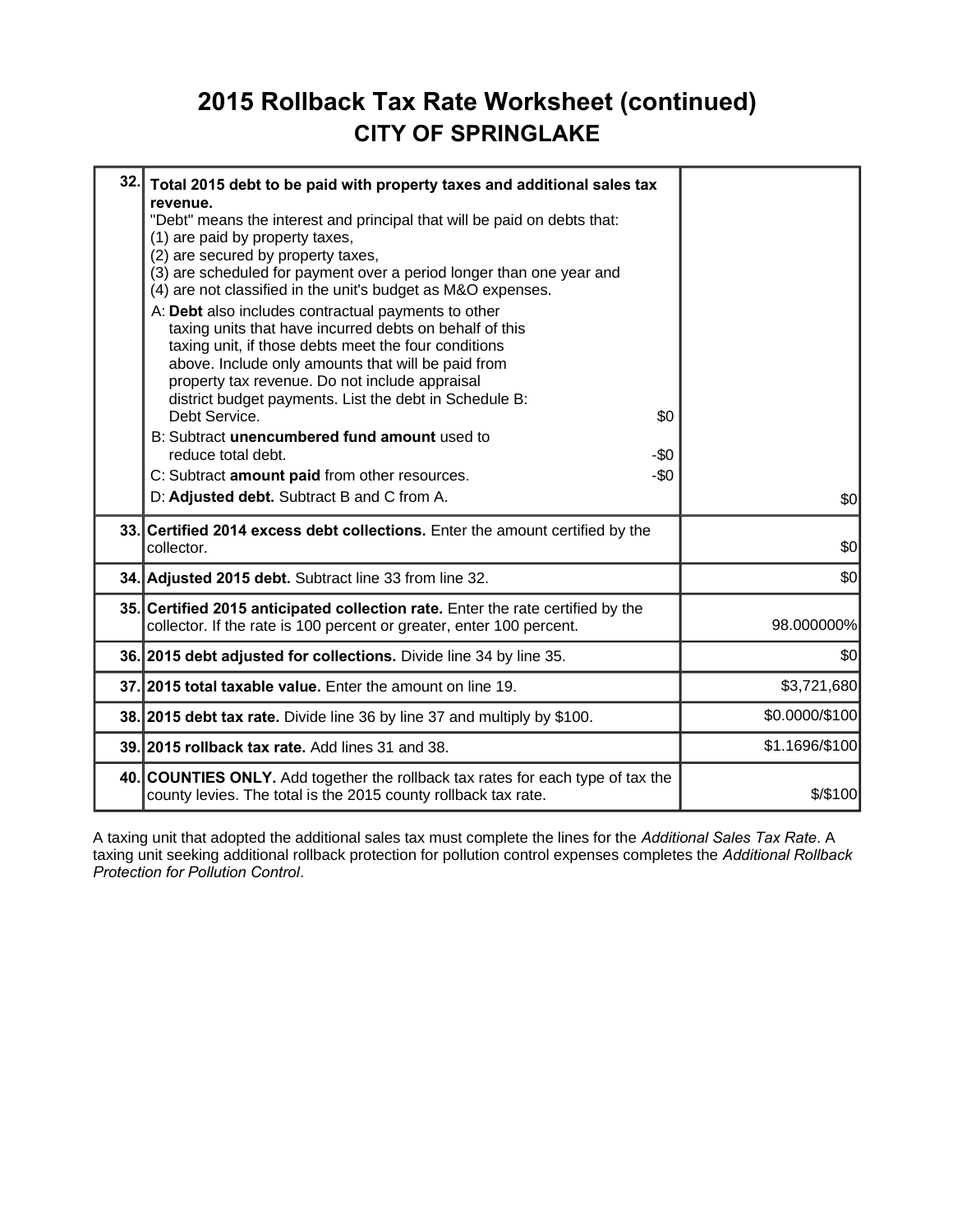# 2015 Rollback Tax Rate Worksheet (continued)

## CITY OF SPRINGLAKE

| Line | Description | Amount |
|---|---|---|
| 32. | **Total 2015 debt to be paid with property taxes and additional sales tax revenue.** "Debt" means the interest and principal that will be paid on debts that: (1) are paid by property taxes, (2) are secured by property taxes, (3) are scheduled for payment over a period longer than one year and (4) are not classified in the unit's budget as M&O expenses. <br> A: **Debt** also includes contractual payments to other taxing units that have incurred debts on behalf of this taxing unit, if those debts meet the four conditions above. Include only amounts that will be paid from property tax revenue. Do not include appraisal district budget payments. List the debt in Schedule B: Debt Service. $0 <br> B: Subtract **unencumbered fund amount** used to reduce total debt. -$0 <br> C: Subtract **amount paid** from other resources. -$0 <br> D: **Adjusted debt.** Subtract B and C from A. | $0 |
| 33. | **Certified 2014 excess debt collections.** Enter the amount certified by the collector. | $0 |
| 34. | **Adjusted 2015 debt.** Subtract line 33 from line 32. | $0 |
| 35. | **Certified 2015 anticipated collection rate.** Enter the rate certified by the collector. If the rate is 100 percent or greater, enter 100 percent. | 98.000000% |
| 36. | **2015 debt adjusted for collections.** Divide line 34 by line 35. | $0 |
| 37. | **2015 total taxable value.** Enter the amount on line 19. | $3,721,680 |
| 38. | **2015 debt tax rate.** Divide line 36 by line 37 and multiply by $100. | $0.0000/$100 |
| 39. | **2015 rollback tax rate.** Add lines 31 and 38. | $1.1696/$100 |
| 40. | **COUNTIES ONLY.** Add together the rollback tax rates for each type of tax the county levies. The total is the 2015 county rollback tax rate. | $/$100 |

A taxing unit that adopted the additional sales tax must complete the lines for the *Additional Sales Tax Rate*. A taxing unit seeking additional rollback protection for pollution control expenses completes the *Additional Rollback Protection for Pollution Control*.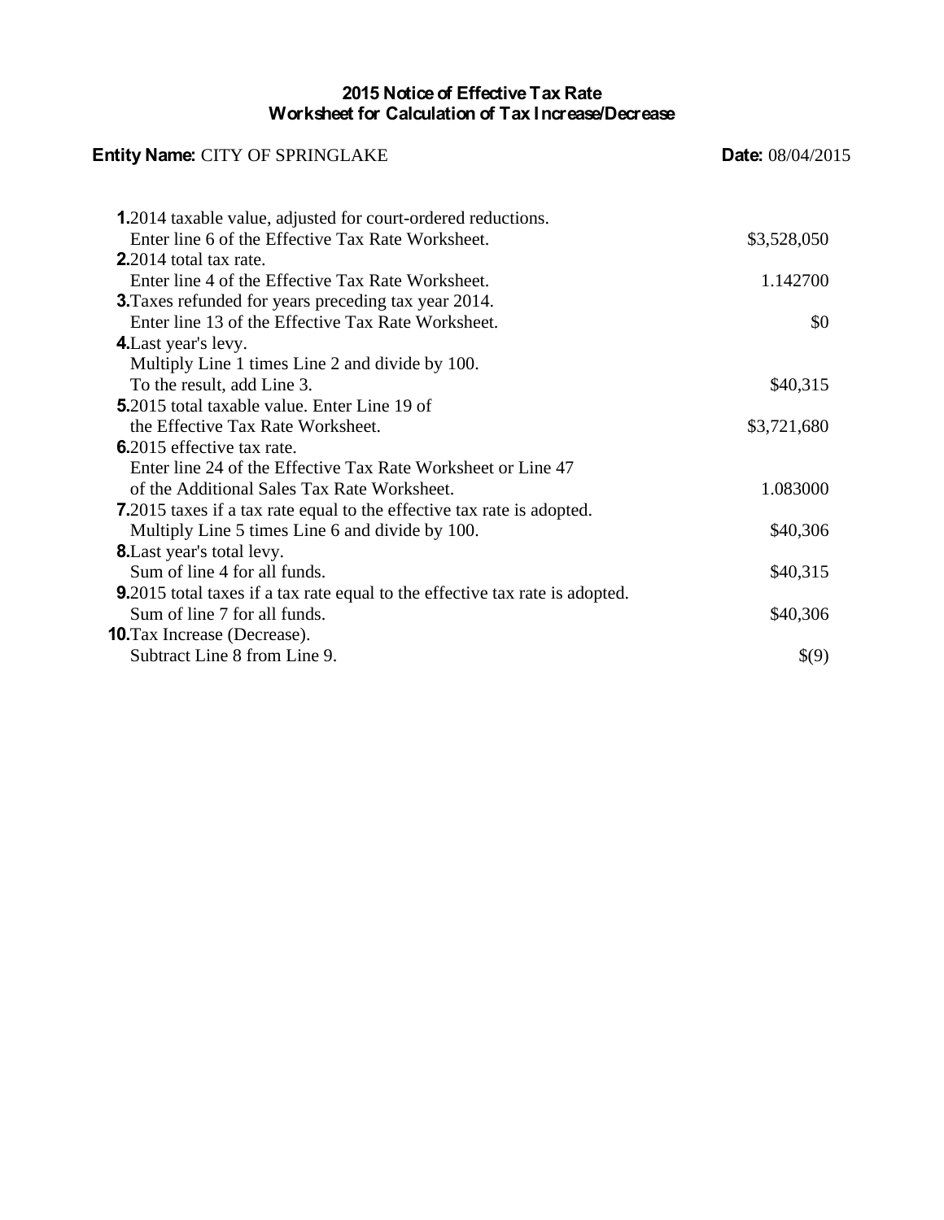## 2015 Notice of Effective Tax Rate
## Worksheet for Calculation of Tax Increase/Decrease

**Entity Name:** CITY OF SPRINGLAKE **Date:** 08/04/2015

| | |
|---|---|
| **1.** 2014 taxable value, adjusted for court-ordered reductions. Enter line 6 of the Effective Tax Rate Worksheet. | $3,528,050 |
| **2.** 2014 total tax rate. Enter line 4 of the Effective Tax Rate Worksheet. | 1.142700 |
| **3.** Taxes refunded for years preceding tax year 2014. Enter line 13 of the Effective Tax Rate Worksheet. | $0 |
| **4.** Last year's levy. Multiply Line 1 times Line 2 and divide by 100. To the result, add Line 3. | $40,315 |
| **5.** 2015 total taxable value. Enter Line 19 of the Effective Tax Rate Worksheet. | $3,721,680 |
| **6.** 2015 effective tax rate. Enter line 24 of the Effective Tax Rate Worksheet or Line 47 of the Additional Sales Tax Rate Worksheet. | 1.083000 |
| **7.** 2015 taxes if a tax rate equal to the effective tax rate is adopted. Multiply Line 5 times Line 6 and divide by 100. | $40,306 |
| **8.** Last year's total levy. Sum of line 4 for all funds. | $40,315 |
| **9.** 2015 total taxes if a tax rate equal to the effective tax rate is adopted. Sum of line 7 for all funds. | $40,306 |
| **10.** Tax Increase (Decrease). Subtract Line 8 from Line 9. | $(9) |